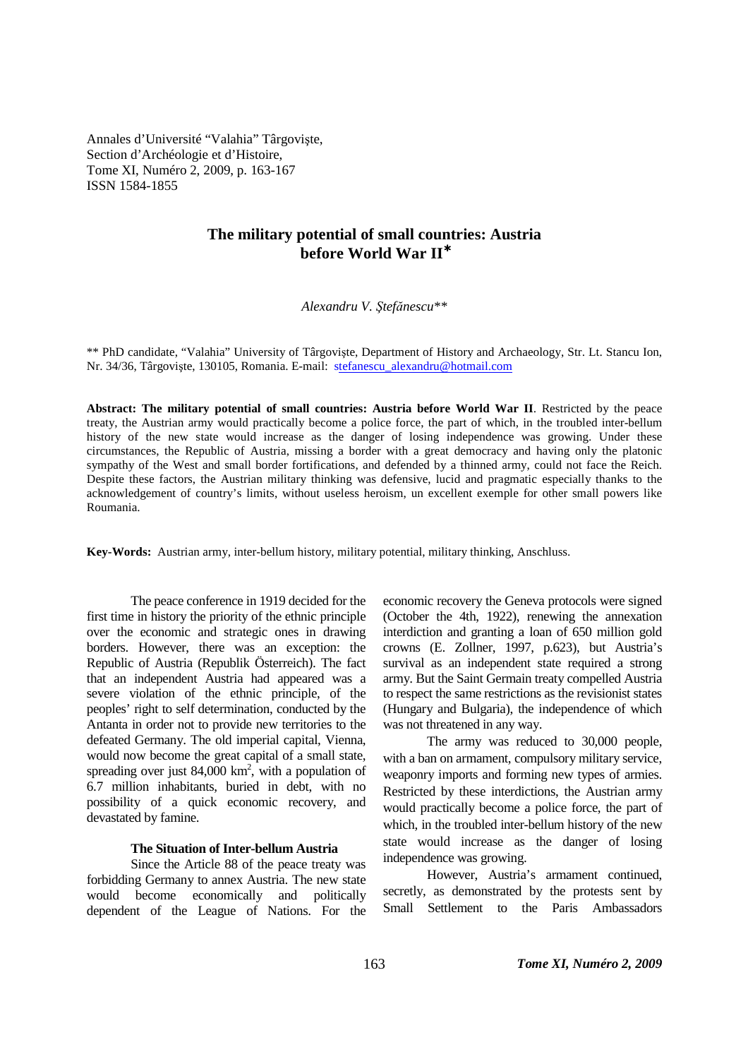Annales d'Université "Valahia" Târgovişte,
Section d'Archéologie et d'Histoire,
Tome XI, Numéro 2, 2009, p. 163-167
ISSN 1584-1855

# The military potential of small countries: Austria before World War II*

*Alexandru V. Ştefănescu***

** PhD candidate, "Valahia" University of Târgovişte, Department of History and Archaeology, Str. Lt. Stancu Ion, Nr. 34/36, Târgovişte, 130105, Romania. E-mail: stefanescu_alexandru@hotmail.com

**Abstract: The military potential of small countries: Austria before World War II**. Restricted by the peace treaty, the Austrian army would practically become a police force, the part of which, in the troubled inter-bellum history of the new state would increase as the danger of losing independence was growing. Under these circumstances, the Republic of Austria, missing a border with a great democracy and having only the platonic sympathy of the West and small border fortifications, and defended by a thinned army, could not face the Reich. Despite these factors, the Austrian military thinking was defensive, lucid and pragmatic especially thanks to the acknowledgement of country's limits, without useless heroism, un excellent exemple for other small powers like Roumania.

**Key-Words:** Austrian army, inter-bellum history, military potential, military thinking, Anschluss.

The peace conference in 1919 decided for the first time in history the priority of the ethnic principle over the economic and strategic ones in drawing borders. However, there was an exception: the Republic of Austria (Republik Österreich). The fact that an independent Austria had appeared was a severe violation of the ethnic principle, of the peoples' right to self determination, conducted by the Antanta in order not to provide new territories to the defeated Germany. The old imperial capital, Vienna, would now become the great capital of a small state, spreading over just 84,000 km$^2$, with a population of 6.7 million inhabitants, buried in debt, with no possibility of a quick economic recovery, and devastated by famine.

### The Situation of Inter-bellum Austria

Since the Article 88 of the peace treaty was forbidding Germany to annex Austria. The new state would become economically and politically dependent of the League of Nations. For the economic recovery the Geneva protocols were signed (October the 4th, 1922), renewing the annexation interdiction and granting a loan of 650 million gold crowns (E. Zollner, 1997, p.623), but Austria's survival as an independent state required a strong army. But the Saint Germain treaty compelled Austria to respect the same restrictions as the revisionist states (Hungary and Bulgaria), the independence of which was not threatened in any way.

The army was reduced to 30,000 people, with a ban on armament, compulsory military service, weaponry imports and forming new types of armies. Restricted by these interdictions, the Austrian army would practically become a police force, the part of which, in the troubled inter-bellum history of the new state would increase as the danger of losing independence was growing.

However, Austria's armament continued, secretly, as demonstrated by the protests sent by Small Settlement to the Paris Ambassadors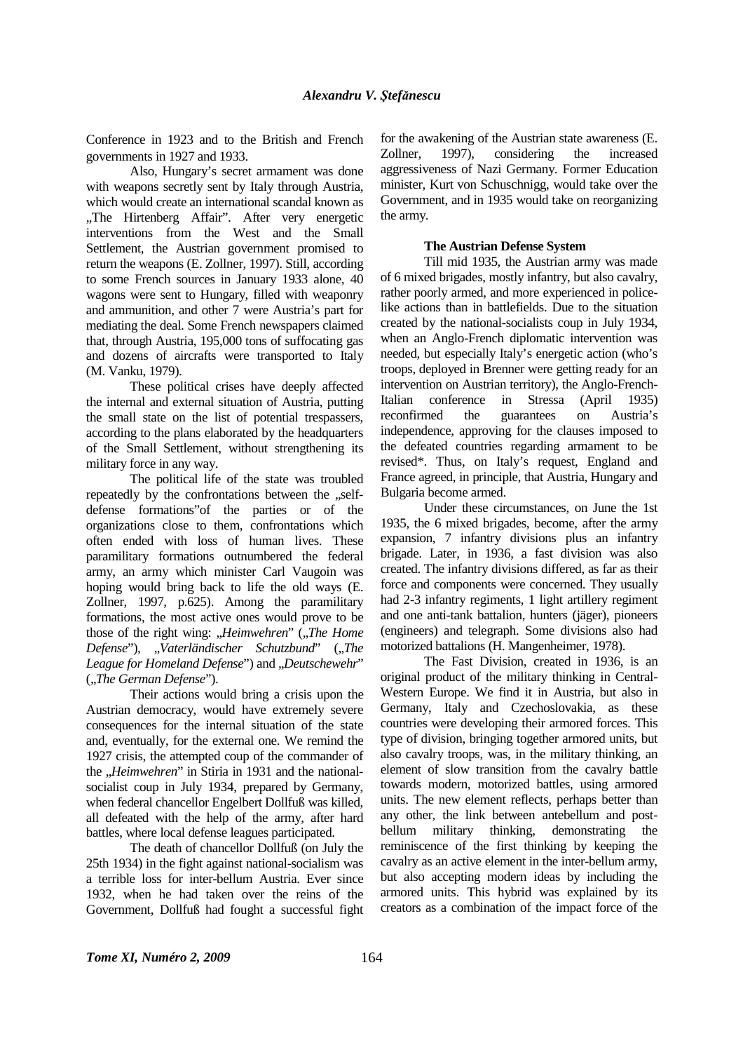Conference in 1923 and to the British and French governments in 1927 and 1933.

Also, Hungary's secret armament was done with weapons secretly sent by Italy through Austria, which would create an international scandal known as „The Hirtenberg Affair". After very energetic interventions from the West and the Small Settlement, the Austrian government promised to return the weapons (E. Zollner, 1997). Still, according to some French sources in January 1933 alone, 40 wagons were sent to Hungary, filled with weaponry and ammunition, and other 7 were Austria's part for mediating the deal. Some French newspapers claimed that, through Austria, 195,000 tons of suffocating gas and dozens of aircrafts were transported to Italy (M. Vanku, 1979).

These political crises have deeply affected the internal and external situation of Austria, putting the small state on the list of potential trespassers, according to the plans elaborated by the headquarters of the Small Settlement, without strengthening its military force in any way.

The political life of the state was troubled repeatedly by the confrontations between the „self-defense formations"of the parties or of the organizations close to them, confrontations which often ended with loss of human lives. These paramilitary formations outnumbered the federal army, an army which minister Carl Vaugoin was hoping would bring back to life the old ways (E. Zollner, 1997, p.625). Among the paramilitary formations, the most active ones would prove to be those of the right wing: „*Heimwehren*" („*The Home Defense*"), „*Vaterländischer Schutzbund*" („*The League for Homeland Defense*") and „*Deutschewehr*" („*The German Defense*").

Their actions would bring a crisis upon the Austrian democracy, would have extremely severe consequences for the internal situation of the state and, eventually, for the external one. We remind the 1927 crisis, the attempted coup of the commander of the „*Heimwehren*" in Stiria in 1931 and the national-socialist coup in July 1934, prepared by Germany, when federal chancellor Engelbert Dollfuß was killed, all defeated with the help of the army, after hard battles, where local defense leagues participated.

The death of chancellor Dollfuß (on July the 25th 1934) in the fight against national-socialism was a terrible loss for inter-bellum Austria. Ever since 1932, when he had taken over the reins of the Government, Dollfuß had fought a successful fight for the awakening of the Austrian state awareness (E. Zollner, 1997), considering the increased aggressiveness of Nazi Germany. Former Education minister, Kurt von Schuschnigg, would take over the Government, and in 1935 would take on reorganizing the army.

**The Austrian Defense System**

Till mid 1935, the Austrian army was made of 6 mixed brigades, mostly infantry, but also cavalry, rather poorly armed, and more experienced in police-like actions than in battlefields. Due to the situation created by the national-socialists coup in July 1934, when an Anglo-French diplomatic intervention was needed, but especially Italy's energetic action (who's troops, deployed in Brenner were getting ready for an intervention on Austrian territory), the Anglo-French-Italian conference in Stressa (April 1935) reconfirmed the guarantees on Austria's independence, approving for the clauses imposed to the defeated countries regarding armament to be revised*. Thus, on Italy's request, England and France agreed, in principle, that Austria, Hungary and Bulgaria become armed.

Under these circumstances, on June the 1st 1935, the 6 mixed brigades, become, after the army expansion, 7 infantry divisions plus an infantry brigade. Later, in 1936, a fast division was also created. The infantry divisions differed, as far as their force and components were concerned. They usually had 2-3 infantry regiments, 1 light artillery regiment and one anti-tank battalion, hunters (jäger), pioneers (engineers) and telegraph. Some divisions also had motorized battalions (H. Mangenheimer, 1978).

The Fast Division, created in 1936, is an original product of the military thinking in Central-Western Europe. We find it in Austria, but also in Germany, Italy and Czechoslovakia, as these countries were developing their armored forces. This type of division, bringing together armored units, but also cavalry troops, was, in the military thinking, an element of slow transition from the cavalry battle towards modern, motorized battles, using armored units. The new element reflects, perhaps better than any other, the link between antebellum and post-bellum military thinking, demonstrating the reminiscence of the first thinking by keeping the cavalry as an active element in the inter-bellum army, but also accepting modern ideas by including the armored units. This hybrid was explained by its creators as a combination of the impact force of the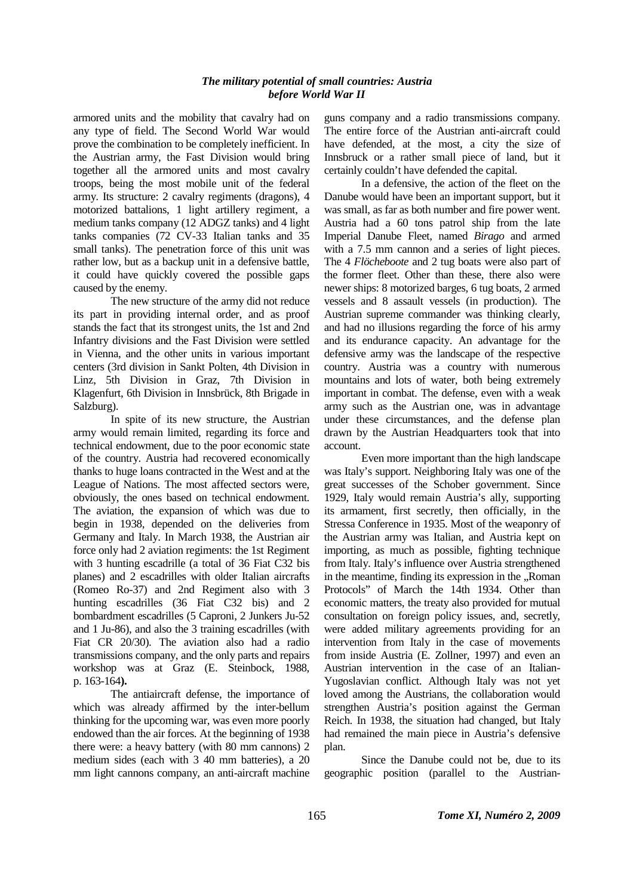armored units and the mobility that cavalry had on any type of field. The Second World War would prove the combination to be completely inefficient. In the Austrian army, the Fast Division would bring together all the armored units and most cavalry troops, being the most mobile unit of the federal army. Its structure: 2 cavalry regiments (dragons), 4 motorized battalions, 1 light artillery regiment, a medium tanks company (12 ADGZ tanks) and 4 light tanks companies (72 CV-33 Italian tanks and 35 small tanks). The penetration force of this unit was rather low, but as a backup unit in a defensive battle, it could have quickly covered the possible gaps caused by the enemy.

The new structure of the army did not reduce its part in providing internal order, and as proof stands the fact that its strongest units, the 1st and 2nd Infantry divisions and the Fast Division were settled in Vienna, and the other units in various important centers (3rd division in Sankt Polten, 4th Division in Linz, 5th Division in Graz, 7th Division in Klagenfurt, 6th Division in Innsbrück, 8th Brigade in Salzburg).

In spite of its new structure, the Austrian army would remain limited, regarding its force and technical endowment, due to the poor economic state of the country. Austria had recovered economically thanks to huge loans contracted in the West and at the League of Nations. The most affected sectors were, obviously, the ones based on technical endowment. The aviation, the expansion of which was due to begin in 1938, depended on the deliveries from Germany and Italy. In March 1938, the Austrian air force only had 2 aviation regiments: the 1st Regiment with 3 hunting escadrille (a total of 36 Fiat C32 bis planes) and 2 escadrilles with older Italian aircrafts (Romeo Ro-37) and 2nd Regiment also with 3 hunting escadrilles (36 Fiat C32 bis) and 2 bombardment escadrilles (5 Caproni, 2 Junkers Ju-52 and 1 Ju-86), and also the 3 training escadrilles (with Fiat CR 20/30). The aviation also had a radio transmissions company, and the only parts and repairs workshop was at Graz (E. Steinbock, 1988, p. 163-164**).**

The antiaircraft defense, the importance of which was already affirmed by the inter-bellum thinking for the upcoming war, was even more poorly endowed than the air forces. At the beginning of 1938 there were: a heavy battery (with 80 mm cannons) 2 medium sides (each with 3 40 mm batteries), a 20 mm light cannons company, an anti-aircraft machine guns company and a radio transmissions company. The entire force of the Austrian anti-aircraft could have defended, at the most, a city the size of Innsbruck or a rather small piece of land, but it certainly couldn't have defended the capital.

In a defensive, the action of the fleet on the Danube would have been an important support, but it was small, as far as both number and fire power went. Austria had a 60 tons patrol ship from the late Imperial Danube Fleet, named *Birago* and armed with a 7.5 mm cannon and a series of light pieces. The 4 *Flöcheboote* and 2 tug boats were also part of the former fleet. Other than these, there also were newer ships: 8 motorized barges, 6 tug boats, 2 armed vessels and 8 assault vessels (in production). The Austrian supreme commander was thinking clearly, and had no illusions regarding the force of his army and its endurance capacity. An advantage for the defensive army was the landscape of the respective country. Austria was a country with numerous mountains and lots of water, both being extremely important in combat. The defense, even with a weak army such as the Austrian one, was in advantage under these circumstances, and the defense plan drawn by the Austrian Headquarters took that into account.

Even more important than the high landscape was Italy's support. Neighboring Italy was one of the great successes of the Schober government. Since 1929, Italy would remain Austria's ally, supporting its armament, first secretly, then officially, in the Stressa Conference in 1935. Most of the weaponry of the Austrian army was Italian, and Austria kept on importing, as much as possible, fighting technique from Italy. Italy's influence over Austria strengthened in the meantime, finding its expression in the „Roman Protocols" of March the 14th 1934. Other than economic matters, the treaty also provided for mutual consultation on foreign policy issues, and, secretly, were added military agreements providing for an intervention from Italy in the case of movements from inside Austria (E. Zollner, 1997) and even an Austrian intervention in the case of an Italian-Yugoslavian conflict. Although Italy was not yet loved among the Austrians, the collaboration would strengthen Austria's position against the German Reich. In 1938, the situation had changed, but Italy had remained the main piece in Austria's defensive plan.

Since the Danube could not be, due to its geographic position (parallel to the Austrian-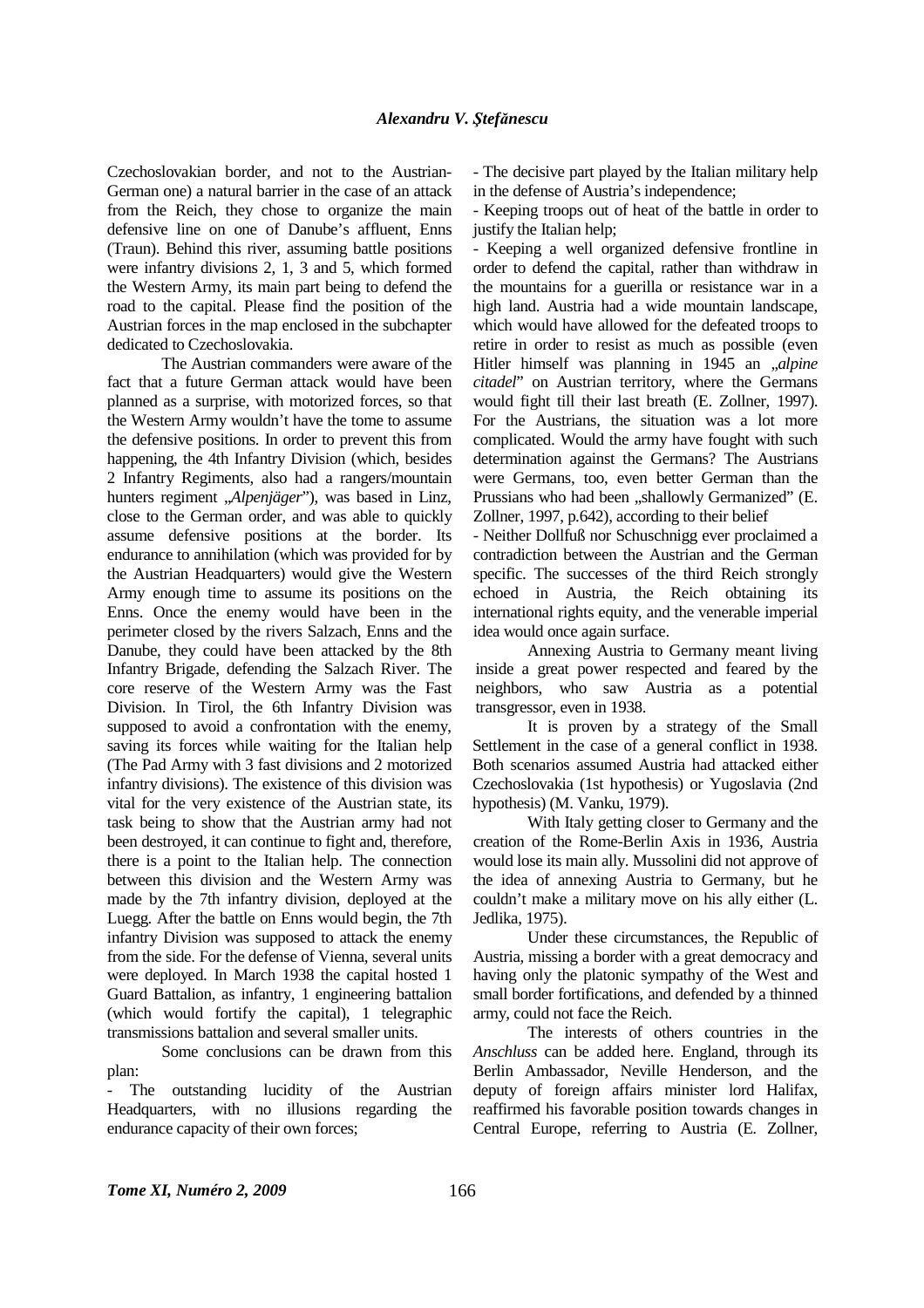Czechoslovakian border, and not to the Austrian-German one) a natural barrier in the case of an attack from the Reich, they chose to organize the main defensive line on one of Danube's affluent, Enns (Traun). Behind this river, assuming battle positions were infantry divisions 2, 1, 3 and 5, which formed the Western Army, its main part being to defend the road to the capital. Please find the position of the Austrian forces in the map enclosed in the subchapter dedicated to Czechoslovakia.

The Austrian commanders were aware of the fact that a future German attack would have been planned as a surprise, with motorized forces, so that the Western Army wouldn't have the tome to assume the defensive positions. In order to prevent this from happening, the 4th Infantry Division (which, besides 2 Infantry Regiments, also had a rangers/mountain hunters regiment „*Alpenjäger*"), was based in Linz, close to the German order, and was able to quickly assume defensive positions at the border. Its endurance to annihilation (which was provided for by the Austrian Headquarters) would give the Western Army enough time to assume its positions on the Enns. Once the enemy would have been in the perimeter closed by the rivers Salzach, Enns and the Danube, they could have been attacked by the 8th Infantry Brigade, defending the Salzach River. The core reserve of the Western Army was the Fast Division. In Tirol, the 6th Infantry Division was supposed to avoid a confrontation with the enemy, saving its forces while waiting for the Italian help (The Pad Army with 3 fast divisions and 2 motorized infantry divisions). The existence of this division was vital for the very existence of the Austrian state, its task being to show that the Austrian army had not been destroyed, it can continue to fight and, therefore, there is a point to the Italian help. The connection between this division and the Western Army was made by the 7th infantry division, deployed at the Luegg. After the battle on Enns would begin, the 7th infantry Division was supposed to attack the enemy from the side. For the defense of Vienna, several units were deployed. In March 1938 the capital hosted 1 Guard Battalion, as infantry, 1 engineering battalion (which would fortify the capital), 1 telegraphic transmissions battalion and several smaller units.

Some conclusions can be drawn from this plan:

- The outstanding lucidity of the Austrian Headquarters, with no illusions regarding the endurance capacity of their own forces;
- The decisive part played by the Italian military help in the defense of Austria's independence;
- Keeping troops out of heat of the battle in order to justify the Italian help;
- Keeping a well organized defensive frontline in order to defend the capital, rather than withdraw in the mountains for a guerilla or resistance war in a high land. Austria had a wide mountain landscape, which would have allowed for the defeated troops to retire in order to resist as much as possible (even Hitler himself was planning in 1945 an „*alpine citadel*" on Austrian territory, where the Germans would fight till their last breath (E. Zollner, 1997). For the Austrians, the situation was a lot more complicated. Would the army have fought with such determination against the Germans? The Austrians were Germans, too, even better German than the Prussians who had been „shallowly Germanized" (E. Zollner, 1997, p.642), according to their belief
- Neither Dollfuß nor Schuschnigg ever proclaimed a contradiction between the Austrian and the German specific. The successes of the third Reich strongly echoed in Austria, the Reich obtaining its international rights equity, and the venerable imperial idea would once again surface.

Annexing Austria to Germany meant living inside a great power respected and feared by the neighbors, who saw Austria as a potential transgressor, even in 1938.

It is proven by a strategy of the Small Settlement in the case of a general conflict in 1938. Both scenarios assumed Austria had attacked either Czechoslovakia (1st hypothesis) or Yugoslavia (2nd hypothesis) (M. Vanku, 1979).

With Italy getting closer to Germany and the creation of the Rome-Berlin Axis in 1936, Austria would lose its main ally. Mussolini did not approve of the idea of annexing Austria to Germany, but he couldn't make a military move on his ally either (L. Jedlika, 1975).

Under these circumstances, the Republic of Austria, missing a border with a great democracy and having only the platonic sympathy of the West and small border fortifications, and defended by a thinned army, could not face the Reich.

The interests of others countries in the *Anschluss* can be added here. England, through its Berlin Ambassador, Neville Henderson, and the deputy of foreign affairs minister lord Halifax, reaffirmed his favorable position towards changes in Central Europe, referring to Austria (E. Zollner,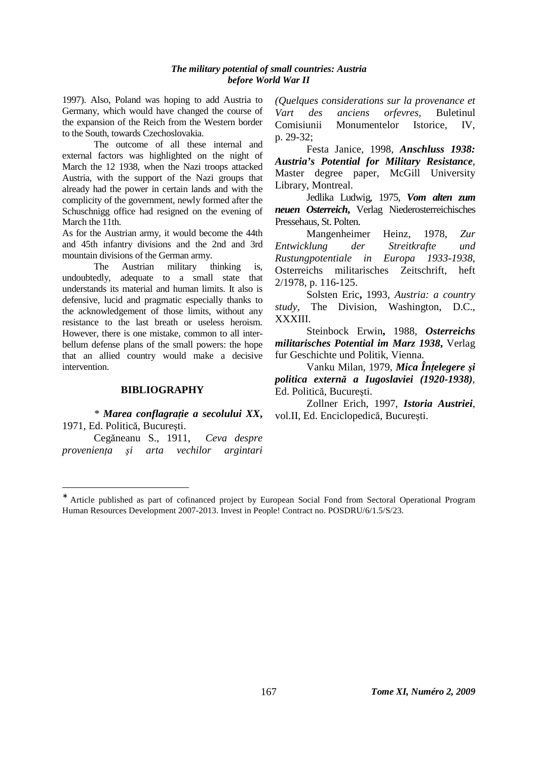1997). Also, Poland was hoping to add Austria to Germany, which would have changed the course of the expansion of the Reich from the Western border to the South, towards Czechoslovakia.

The outcome of all these internal and external factors was highlighted on the night of March the 12 1938, when the Nazi troops attacked Austria, with the support of the Nazi groups that already had the power in certain lands and with the complicity of the government, newly formed after the Schuschnigg office had resigned on the evening of March the 11th.

As for the Austrian army, it would become the 44th and 45th infantry divisions and the 2nd and 3rd mountain divisions of the German army.

The Austrian military thinking is, undoubtedly, adequate to a small state that understands its material and human limits. It also is defensive, lucid and pragmatic especially thanks to the acknowledgement of those limits, without any resistance to the last breath or useless heroism. However, there is one mistake, common to all inter-bellum defense plans of the small powers: the hope that an allied country would make a decisive intervention.

## BIBLIOGRAPHY

\* ***Marea conflagrație a secolului XX***, 1971, Ed. Politică, Bucureşti.

Cegăneanu S., 1911, *Ceva despre proveniența şi arta vechilor argintari (Quelques considerations sur la provenance et Vart des anciens orfevres,* Buletinul Comisiunii Monumentelor Istorice, IV, p. 29-32;

Festa Janice, 1998, ***Anschluss 1938: Austria's Potential for Military Resistance***, Master degree paper, McGill University Library, Montreal.

Jedlika Ludwig, 1975, ***Vom alten zum neuen Osterreich***, Verlag Niederosterreichisches Pressehaus, St. Polten.

Mangenheimer Heinz, 1978, *Zur Entwicklung der Streitkrafte und Rustungpotentiale in Europa 1933-1938*, Osterreichs militarisches Zeitschrift, heft 2/1978, p. 116-125.

Solsten Eric, 1993, *Austria: a country study*, The Division, Washington, D.C., XXXIII.

Steinbock Erwin, 1988, ***Osterreichs militarisches Potential im Marz 1938***, Verlag fur Geschichte und Politik, Vienna.

Vanku Milan, 1979, ***Mica Înțelegere şi politica externă a Iugoslaviei (1920-1938)***, Ed. Politică, Bucureşti.

Zollner Erich, 1997, ***Istoria Austriei***, vol.II, Ed. Enciclopedică, Bucureşti.

---

\* Article published as part of cofinanced project by European Social Fond from Sectoral Operational Program Human Resources Development 2007-2013. Invest in People! Contract no. POSDRU/6/1.5/S/23.